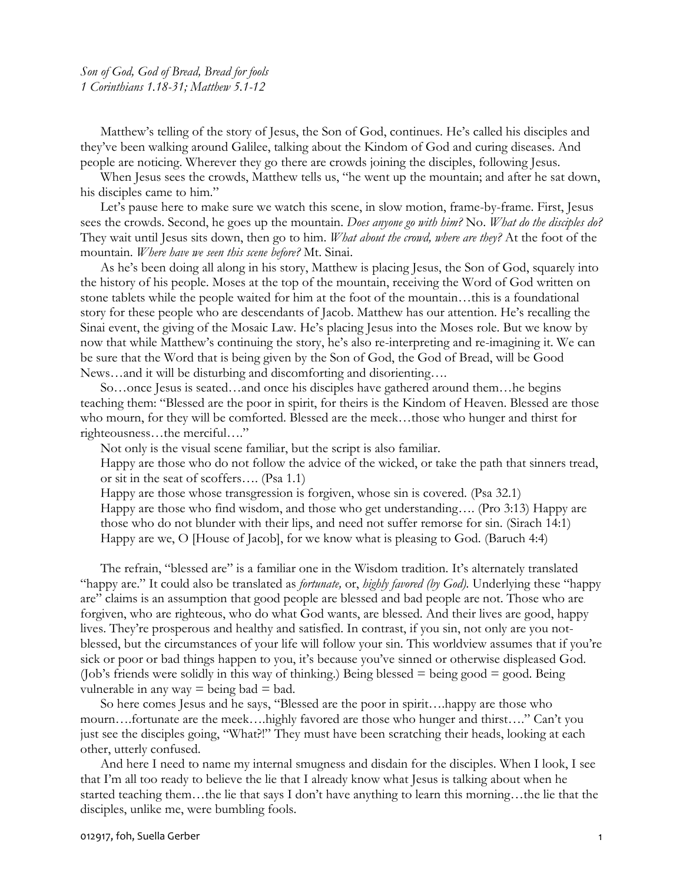*Son of God, God of Bread, Bread for fools*
*1 Corinthians 1.18-31; Matthew 5.1-12*

Matthew's telling of the story of Jesus, the Son of God, continues. He's called his disciples and they've been walking around Galilee, talking about the Kindom of God and curing diseases. And people are noticing. Wherever they go there are crowds joining the disciples, following Jesus.

When Jesus sees the crowds, Matthew tells us, "he went up the mountain; and after he sat down, his disciples came to him."

Let's pause here to make sure we watch this scene, in slow motion, frame-by-frame. First, Jesus sees the crowds. Second, he goes up the mountain. *Does anyone go with him?* No. *What do the disciples do?* They wait until Jesus sits down, then go to him. *What about the crowd, where are they?* At the foot of the mountain. *Where have we seen this scene before?* Mt. Sinai.

As he's been doing all along in his story, Matthew is placing Jesus, the Son of God, squarely into the history of his people. Moses at the top of the mountain, receiving the Word of God written on stone tablets while the people waited for him at the foot of the mountain…this is a foundational story for these people who are descendants of Jacob. Matthew has our attention. He's recalling the Sinai event, the giving of the Mosaic Law. He's placing Jesus into the Moses role. But we know by now that while Matthew's continuing the story, he's also re-interpreting and re-imagining it. We can be sure that the Word that is being given by the Son of God, the God of Bread, will be Good News…and it will be disturbing and discomforting and disorienting….

So…once Jesus is seated…and once his disciples have gathered around them…he begins teaching them: "Blessed are the poor in spirit, for theirs is the Kindom of Heaven. Blessed are those who mourn, for they will be comforted. Blessed are the meek…those who hunger and thirst for righteousness…the merciful…."

Not only is the visual scene familiar, but the script is also familiar.

Happy are those who do not follow the advice of the wicked, or take the path that sinners tread, or sit in the seat of scoffers…. (Psa 1.1)
Happy are those whose transgression is forgiven, whose sin is covered. (Psa 32.1)
Happy are those who find wisdom, and those who get understanding…. (Pro 3:13) Happy are those who do not blunder with their lips, and need not suffer remorse for sin. (Sirach 14:1)
Happy are we, O [House of Jacob], for we know what is pleasing to God. (Baruch 4:4)

The refrain, "blessed are" is a familiar one in the Wisdom tradition. It's alternately translated "happy are." It could also be translated as *fortunate,* or, *highly favored (by God).* Underlying these "happy are" claims is an assumption that good people are blessed and bad people are not. Those who are forgiven, who are righteous, who do what God wants, are blessed. And their lives are good, happy lives. They're prosperous and healthy and satisfied. In contrast, if you sin, not only are you not-blessed, but the circumstances of your life will follow your sin. This worldview assumes that if you're sick or poor or bad things happen to you, it's because you've sinned or otherwise displeased God. (Job's friends were solidly in this way of thinking.) Being blessed = being good = good. Being vulnerable in any way = being bad = bad.

So here comes Jesus and he says, "Blessed are the poor in spirit….happy are those who mourn….fortunate are the meek….highly favored are those who hunger and thirst…." Can't you just see the disciples going, "What?!" They must have been scratching their heads, looking at each other, utterly confused.

And here I need to name my internal smugness and disdain for the disciples. When I look, I see that I'm all too ready to believe the lie that I already know what Jesus is talking about when he started teaching them…the lie that says I don't have anything to learn this morning…the lie that the disciples, unlike me, were bumbling fools.

012917, foh, Suella Gerber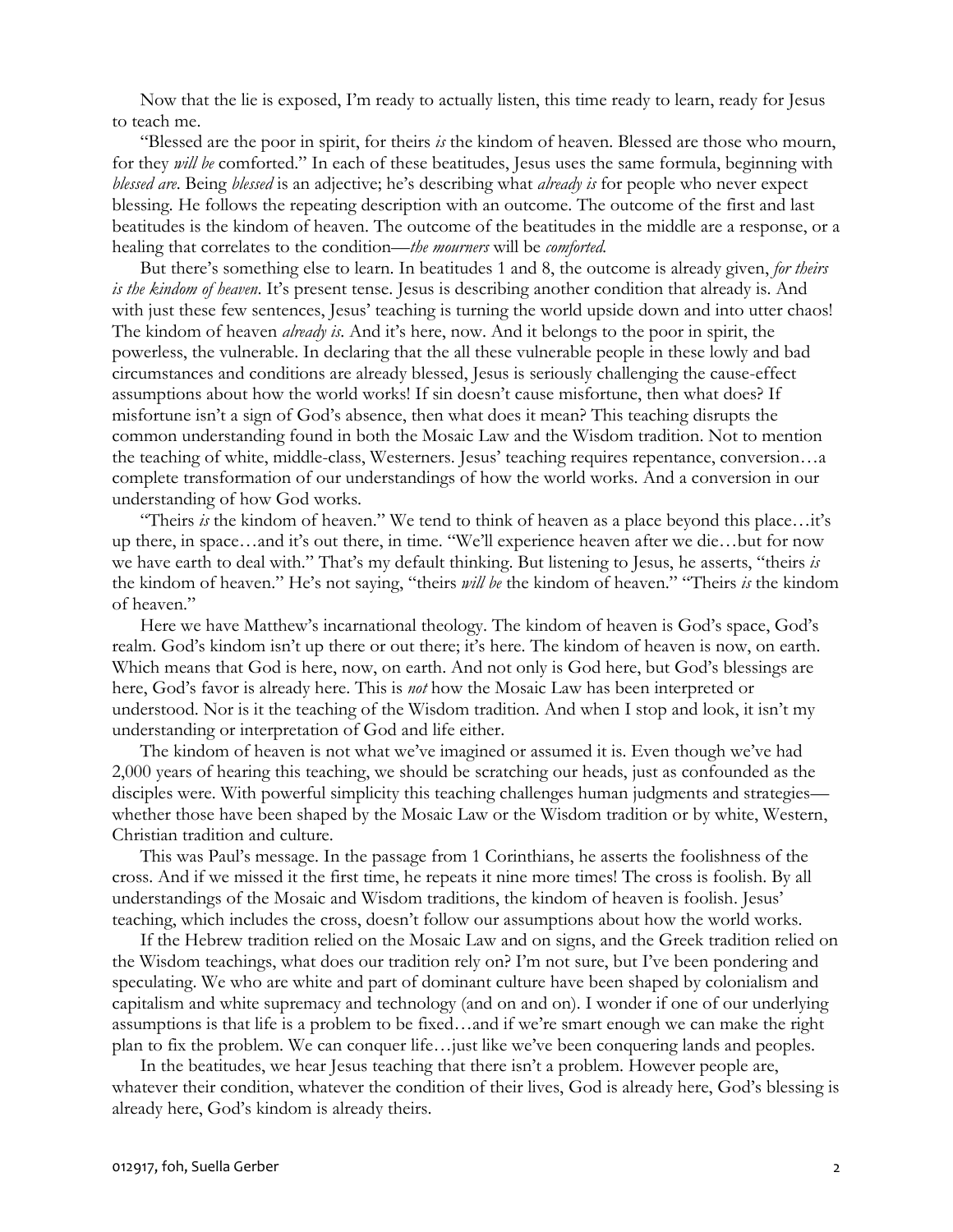Now that the lie is exposed, I'm ready to actually listen, this time ready to learn, ready for Jesus to teach me.

"Blessed are the poor in spirit, for theirs *is* the kindom of heaven. Blessed are those who mourn, for they *will be* comforted." In each of these beatitudes, Jesus uses the same formula, beginning with *blessed are*. Being *blessed* is an adjective; he's describing what *already is* for people who never expect blessing. He follows the repeating description with an outcome. The outcome of the first and last beatitudes is the kindom of heaven. The outcome of the beatitudes in the middle are a response, or a healing that correlates to the condition—*the mourners* will be *comforted.*

But there's something else to learn. In beatitudes 1 and 8, the outcome is already given, *for theirs is the kindom of heaven*. It's present tense. Jesus is describing another condition that already is. And with just these few sentences, Jesus' teaching is turning the world upside down and into utter chaos! The kindom of heaven *already is*. And it's here, now. And it belongs to the poor in spirit, the powerless, the vulnerable. In declaring that the all these vulnerable people in these lowly and bad circumstances and conditions are already blessed, Jesus is seriously challenging the cause-effect assumptions about how the world works! If sin doesn't cause misfortune, then what does? If misfortune isn't a sign of God's absence, then what does it mean? This teaching disrupts the common understanding found in both the Mosaic Law and the Wisdom tradition. Not to mention the teaching of white, middle-class, Westerners. Jesus' teaching requires repentance, conversion…a complete transformation of our understandings of how the world works. And a conversion in our understanding of how God works.

"Theirs *is* the kindom of heaven." We tend to think of heaven as a place beyond this place…it's up there, in space…and it's out there, in time. "We'll experience heaven after we die…but for now we have earth to deal with." That's my default thinking. But listening to Jesus, he asserts, "theirs *is* the kindom of heaven." He's not saying, "theirs *will be* the kindom of heaven." "Theirs *is* the kindom of heaven."

Here we have Matthew's incarnational theology. The kindom of heaven is God's space, God's realm. God's kindom isn't up there or out there; it's here. The kindom of heaven is now, on earth. Which means that God is here, now, on earth. And not only is God here, but God's blessings are here, God's favor is already here. This is *not* how the Mosaic Law has been interpreted or understood. Nor is it the teaching of the Wisdom tradition. And when I stop and look, it isn't my understanding or interpretation of God and life either.

The kindom of heaven is not what we've imagined or assumed it is. Even though we've had 2,000 years of hearing this teaching, we should be scratching our heads, just as confounded as the disciples were. With powerful simplicity this teaching challenges human judgments and strategies—whether those have been shaped by the Mosaic Law or the Wisdom tradition or by white, Western, Christian tradition and culture.

This was Paul's message. In the passage from 1 Corinthians, he asserts the foolishness of the cross. And if we missed it the first time, he repeats it nine more times! The cross is foolish. By all understandings of the Mosaic and Wisdom traditions, the kindom of heaven is foolish. Jesus' teaching, which includes the cross, doesn't follow our assumptions about how the world works.

If the Hebrew tradition relied on the Mosaic Law and on signs, and the Greek tradition relied on the Wisdom teachings, what does our tradition rely on? I'm not sure, but I've been pondering and speculating. We who are white and part of dominant culture have been shaped by colonialism and capitalism and white supremacy and technology (and on and on). I wonder if one of our underlying assumptions is that life is a problem to be fixed…and if we're smart enough we can make the right plan to fix the problem. We can conquer life…just like we've been conquering lands and peoples.

In the beatitudes, we hear Jesus teaching that there isn't a problem. However people are, whatever their condition, whatever the condition of their lives, God is already here, God's blessing is already here, God's kindom is already theirs.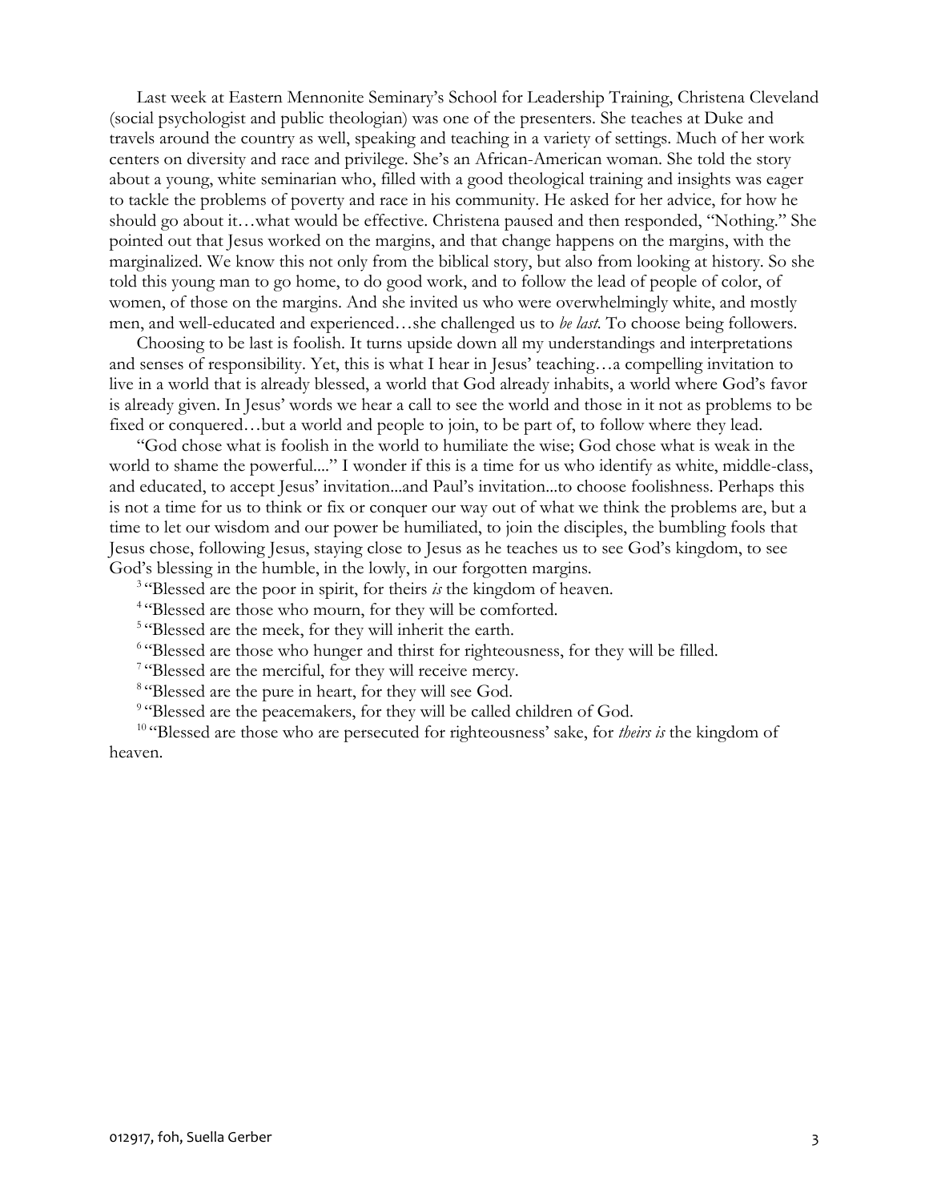Last week at Eastern Mennonite Seminary's School for Leadership Training, Christena Cleveland (social psychologist and public theologian) was one of the presenters. She teaches at Duke and travels around the country as well, speaking and teaching in a variety of settings. Much of her work centers on diversity and race and privilege. She's an African-American woman. She told the story about a young, white seminarian who, filled with a good theological training and insights was eager to tackle the problems of poverty and race in his community. He asked for her advice, for how he should go about it…what would be effective. Christena paused and then responded, "Nothing." She pointed out that Jesus worked on the margins, and that change happens on the margins, with the marginalized. We know this not only from the biblical story, but also from looking at history. So she told this young man to go home, to do good work, and to follow the lead of people of color, of women, of those on the margins. And she invited us who were overwhelmingly white, and mostly men, and well-educated and experienced…she challenged us to *be last*. To choose being followers.

Choosing to be last is foolish. It turns upside down all my understandings and interpretations and senses of responsibility. Yet, this is what I hear in Jesus' teaching…a compelling invitation to live in a world that is already blessed, a world that God already inhabits, a world where God's favor is already given. In Jesus' words we hear a call to see the world and those in it not as problems to be fixed or conquered…but a world and people to join, to be part of, to follow where they lead.

"God chose what is foolish in the world to humiliate the wise; God chose what is weak in the world to shame the powerful...." I wonder if this is a time for us who identify as white, middle-class, and educated, to accept Jesus' invitation...and Paul's invitation...to choose foolishness. Perhaps this is not a time for us to think or fix or conquer our way out of what we think the problems are, but a time to let our wisdom and our power be humiliated, to join the disciples, the bumbling fools that Jesus chose, following Jesus, staying close to Jesus as he teaches us to see God's kingdom, to see God's blessing in the humble, in the lowly, in our forgotten margins.

[3] "Blessed are the poor in spirit, for theirs *is* the kingdom of heaven.

[4] "Blessed are those who mourn, for they will be comforted.

[5] "Blessed are the meek, for they will inherit the earth.

[6] "Blessed are those who hunger and thirst for righteousness, for they will be filled.

[7] "Blessed are the merciful, for they will receive mercy.

[8] "Blessed are the pure in heart, for they will see God.

[9] "Blessed are the peacemakers, for they will be called children of God.

[10] "Blessed are those who are persecuted for righteousness' sake, for *theirs is* the kingdom of heaven.